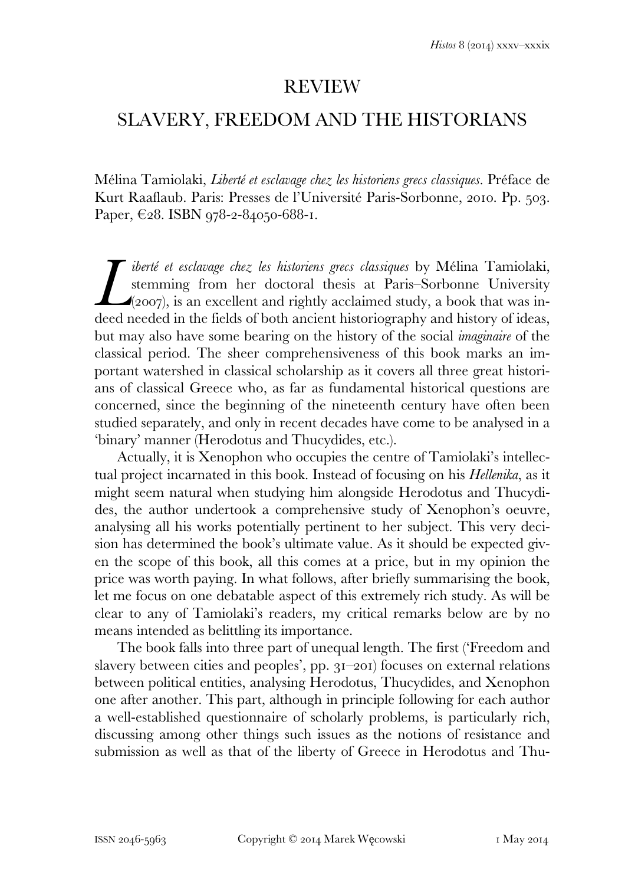# REVIEW

# SLAVERY, FREEDOM AND THE HISTORIANS

Mélina Tamiolaki, *Liberté et esclavage chez les historiens grecs classiques*. Préface de Kurt Raaflaub. Paris: Presses de l'Université Paris-Sorbonne, 2010. Pp. 503. Paper, €28. ISBN 978-2-84050-688-1.

*Liberté et esclavage chez les historiens grecs classiques* by Mélina Tamiolaki, stemming from her doctoral thesis at Paris–Sorbonne University (2007), is an excellent and rightly acclaimed study, a book that was indeed needed in the fields of both ancient historiography and history of ideas, but may also have some bearing on the history of the social *imaginaire* of the classical period. The sheer comprehensiveness of this book marks an important watershed in classical scholarship as it covers all three great historians of classical Greece who, as far as fundamental historical questions are concerned, since the beginning of the nineteenth century have often been studied separately, and only in recent decades have come to be analysed in a 'binary' manner (Herodotus and Thucydides, etc.).

Actually, it is Xenophon who occupies the centre of Tamiolaki's intellectual project incarnated in this book. Instead of focusing on his *Hellenika*, as it might seem natural when studying him alongside Herodotus and Thucydides, the author undertook a comprehensive study of Xenophon's oeuvre, analysing all his works potentially pertinent to her subject. This very decision has determined the book's ultimate value. As it should be expected given the scope of this book, all this comes at a price, but in my opinion the price was worth paying. In what follows, after briefly summarising the book, let me focus on one debatable aspect of this extremely rich study. As will be clear to any of Tamiolaki's readers, my critical remarks below are by no means intended as belittling its importance.

The book falls into three part of unequal length. The first ('Freedom and slavery between cities and peoples', pp. 31–201) focuses on external relations between political entities, analysing Herodotus, Thucydides, and Xenophon one after another. This part, although in principle following for each author a well-established questionnaire of scholarly problems, is particularly rich, discussing among other things such issues as the notions of resistance and submission as well as that of the liberty of Greece in Herodotus and Thu-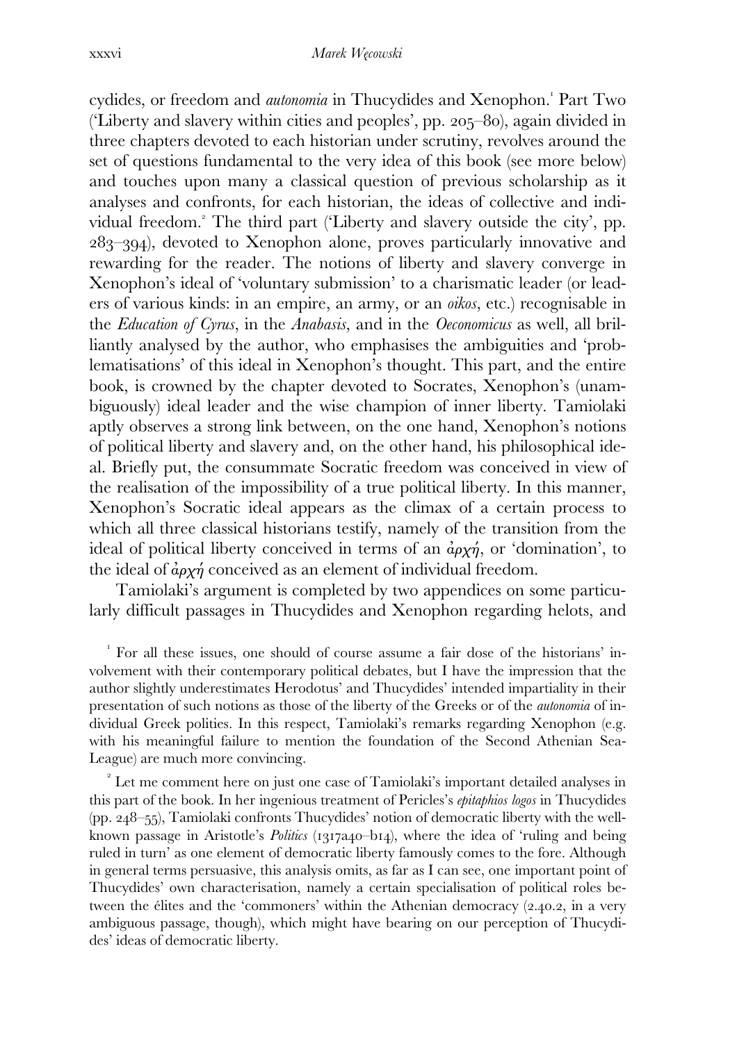cydides, or freedom and *autonomia* in Thucydides and Xenophon.[1] Part Two ('Liberty and slavery within cities and peoples', pp. 205–80), again divided in three chapters devoted to each historian under scrutiny, revolves around the set of questions fundamental to the very idea of this book (see more below) and touches upon many a classical question of previous scholarship as it analyses and confronts, for each historian, the ideas of collective and individual freedom.[2] The third part ('Liberty and slavery outside the city', pp. 283–394), devoted to Xenophon alone, proves particularly innovative and rewarding for the reader. The notions of liberty and slavery converge in Xenophon's ideal of 'voluntary submission' to a charismatic leader (or leaders of various kinds: in an empire, an army, or an *oikos*, etc.) recognisable in the *Education of Cyrus*, in the *Anabasis*, and in the *Oeconomicus* as well, all brilliantly analysed by the author, who emphasises the ambiguities and 'problematisations' of this ideal in Xenophon's thought. This part, and the entire book, is crowned by the chapter devoted to Socrates, Xenophon's (unambiguously) ideal leader and the wise champion of inner liberty. Tamiolaki aptly observes a strong link between, on the one hand, Xenophon's notions of political liberty and slavery and, on the other hand, his philosophical ideal. Briefly put, the consummate Socratic freedom was conceived in view of the realisation of the impossibility of a true political liberty. In this manner, Xenophon's Socratic ideal appears as the climax of a certain process to which all three classical historians testify, namely of the transition from the ideal of political liberty conceived in terms of an ἀρχή, or 'domination', to the ideal of ἀρχή conceived as an element of individual freedom.

Tamiolaki's argument is completed by two appendices on some particularly difficult passages in Thucydides and Xenophon regarding helots, and

[1] For all these issues, one should of course assume a fair dose of the historians' involvement with their contemporary political debates, but I have the impression that the author slightly underestimates Herodotus' and Thucydides' intended impartiality in their presentation of such notions as those of the liberty of the Greeks or of the *autonomia* of individual Greek polities. In this respect, Tamiolaki's remarks regarding Xenophon (e.g. with his meaningful failure to mention the foundation of the Second Athenian Sea-League) are much more convincing.

[2] Let me comment here on just one case of Tamiolaki's important detailed analyses in this part of the book. In her ingenious treatment of Pericles's *epitaphios logos* in Thucydides (pp. 248–55), Tamiolaki confronts Thucydides' notion of democratic liberty with the well-known passage in Aristotle's *Politics* (1317a40–b14), where the idea of 'ruling and being ruled in turn' as one element of democratic liberty famously comes to the fore. Although in general terms persuasive, this analysis omits, as far as I can see, one important point of Thucydides' own characterisation, namely a certain specialisation of political roles between the élites and the 'commoners' within the Athenian democracy (2.40.2, in a very ambiguous passage, though), which might have bearing on our perception of Thucydides' ideas of democratic liberty.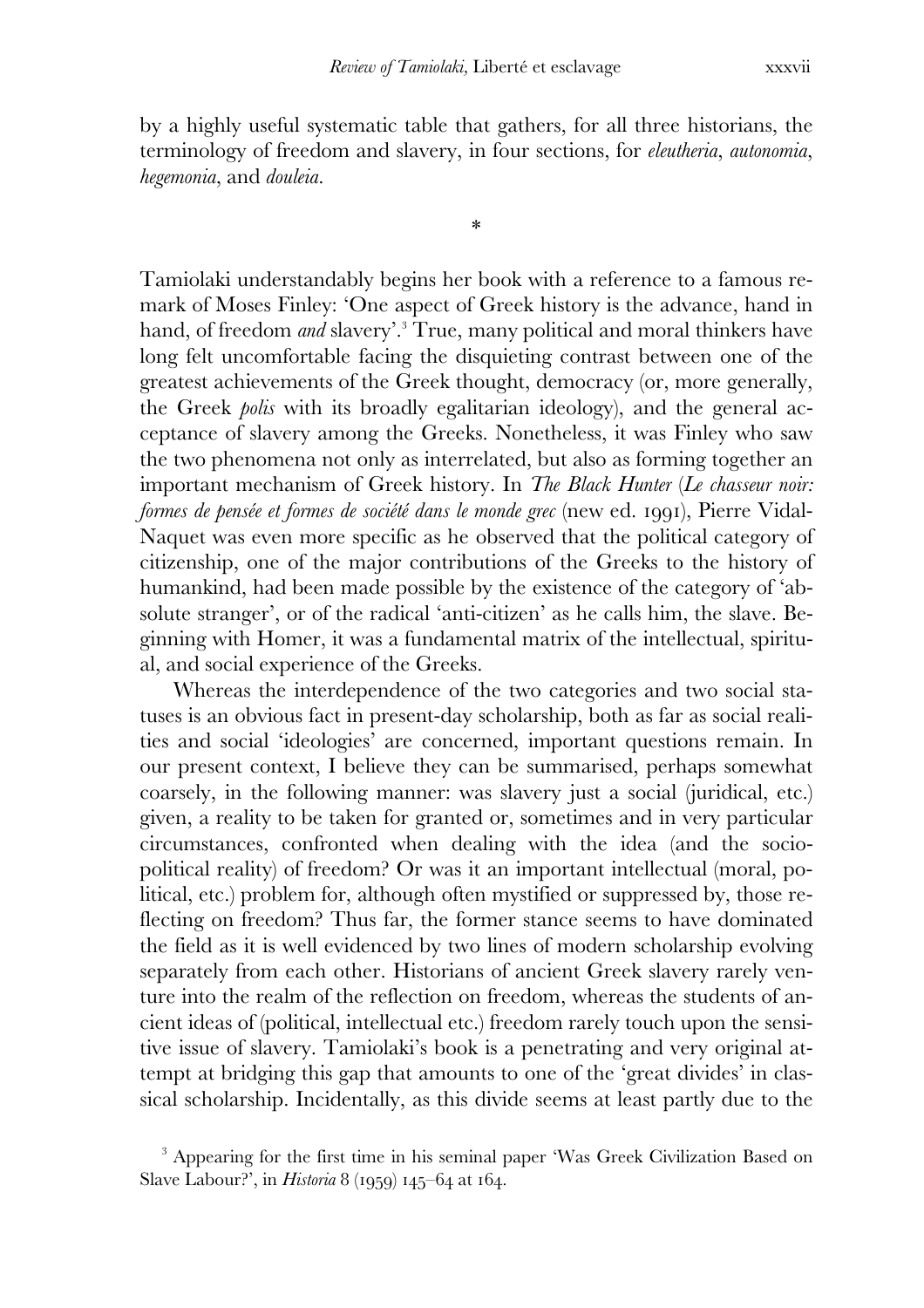by a highly useful systematic table that gathers, for all three historians, the terminology of freedom and slavery, in four sections, for *eleutheria*, *autonomia*, *hegemonia*, and *douleia*.

*

Tamiolaki understandably begins her book with a reference to a famous remark of Moses Finley: 'One aspect of Greek history is the advance, hand in hand, of freedom *and* slavery'.[3] True, many political and moral thinkers have long felt uncomfortable facing the disquieting contrast between one of the greatest achievements of the Greek thought, democracy (or, more generally, the Greek *polis* with its broadly egalitarian ideology), and the general acceptance of slavery among the Greeks. Nonetheless, it was Finley who saw the two phenomena not only as interrelated, but also as forming together an important mechanism of Greek history. In *The Black Hunter* (*Le chasseur noir: formes de pensée et formes de société dans le monde grec* (new ed. 1991), Pierre Vidal-Naquet was even more specific as he observed that the political category of citizenship, one of the major contributions of the Greeks to the history of humankind, had been made possible by the existence of the category of 'absolute stranger', or of the radical 'anti-citizen' as he calls him, the slave. Beginning with Homer, it was a fundamental matrix of the intellectual, spiritual, and social experience of the Greeks.

Whereas the interdependence of the two categories and two social statuses is an obvious fact in present-day scholarship, both as far as social realities and social 'ideologies' are concerned, important questions remain. In our present context, I believe they can be summarised, perhaps somewhat coarsely, in the following manner: was slavery just a social (juridical, etc.) given, a reality to be taken for granted or, sometimes and in very particular circumstances, confronted when dealing with the idea (and the socio-political reality) of freedom? Or was it an important intellectual (moral, political, etc.) problem for, although often mystified or suppressed by, those reflecting on freedom? Thus far, the former stance seems to have dominated the field as it is well evidenced by two lines of modern scholarship evolving separately from each other. Historians of ancient Greek slavery rarely venture into the realm of the reflection on freedom, whereas the students of ancient ideas of (political, intellectual etc.) freedom rarely touch upon the sensitive issue of slavery. Tamiolaki's book is a penetrating and very original attempt at bridging this gap that amounts to one of the 'great divides' in classical scholarship. Incidentally, as this divide seems at least partly due to the

[3] Appearing for the first time in his seminal paper 'Was Greek Civilization Based on Slave Labour?', in *Historia* 8 (1959) 145–64 at 164.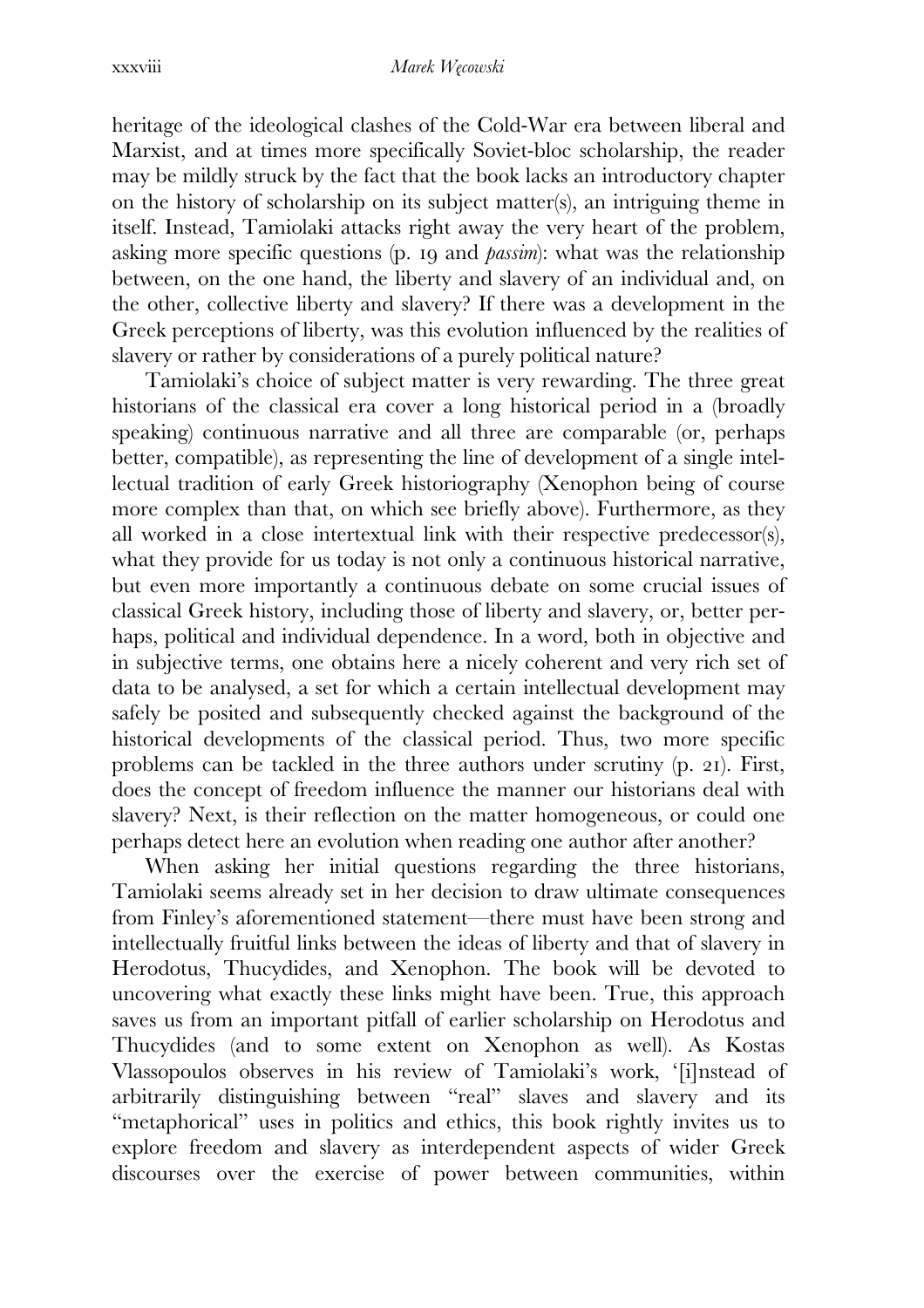heritage of the ideological clashes of the Cold-War era between liberal and Marxist, and at times more specifically Soviet-bloc scholarship, the reader may be mildly struck by the fact that the book lacks an introductory chapter on the history of scholarship on its subject matter(s), an intriguing theme in itself. Instead, Tamiolaki attacks right away the very heart of the problem, asking more specific questions (p. 19 and *passim*): what was the relationship between, on the one hand, the liberty and slavery of an individual and, on the other, collective liberty and slavery? If there was a development in the Greek perceptions of liberty, was this evolution influenced by the realities of slavery or rather by considerations of a purely political nature?

Tamiolaki's choice of subject matter is very rewarding. The three great historians of the classical era cover a long historical period in a (broadly speaking) continuous narrative and all three are comparable (or, perhaps better, compatible), as representing the line of development of a single intellectual tradition of early Greek historiography (Xenophon being of course more complex than that, on which see briefly above). Furthermore, as they all worked in a close intertextual link with their respective predecessor(s), what they provide for us today is not only a continuous historical narrative, but even more importantly a continuous debate on some crucial issues of classical Greek history, including those of liberty and slavery, or, better perhaps, political and individual dependence. In a word, both in objective and in subjective terms, one obtains here a nicely coherent and very rich set of data to be analysed, a set for which a certain intellectual development may safely be posited and subsequently checked against the background of the historical developments of the classical period. Thus, two more specific problems can be tackled in the three authors under scrutiny (p. 21). First, does the concept of freedom influence the manner our historians deal with slavery? Next, is their reflection on the matter homogeneous, or could one perhaps detect here an evolution when reading one author after another?

When asking her initial questions regarding the three historians, Tamiolaki seems already set in her decision to draw ultimate consequences from Finley's aforementioned statement—there must have been strong and intellectually fruitful links between the ideas of liberty and that of slavery in Herodotus, Thucydides, and Xenophon. The book will be devoted to uncovering what exactly these links might have been. True, this approach saves us from an important pitfall of earlier scholarship on Herodotus and Thucydides (and to some extent on Xenophon as well). As Kostas Vlassopoulos observes in his review of Tamiolaki's work, '[i]nstead of arbitrarily distinguishing between "real" slaves and slavery and its "metaphorical" uses in politics and ethics, this book rightly invites us to explore freedom and slavery as interdependent aspects of wider Greek discourses over the exercise of power between communities, within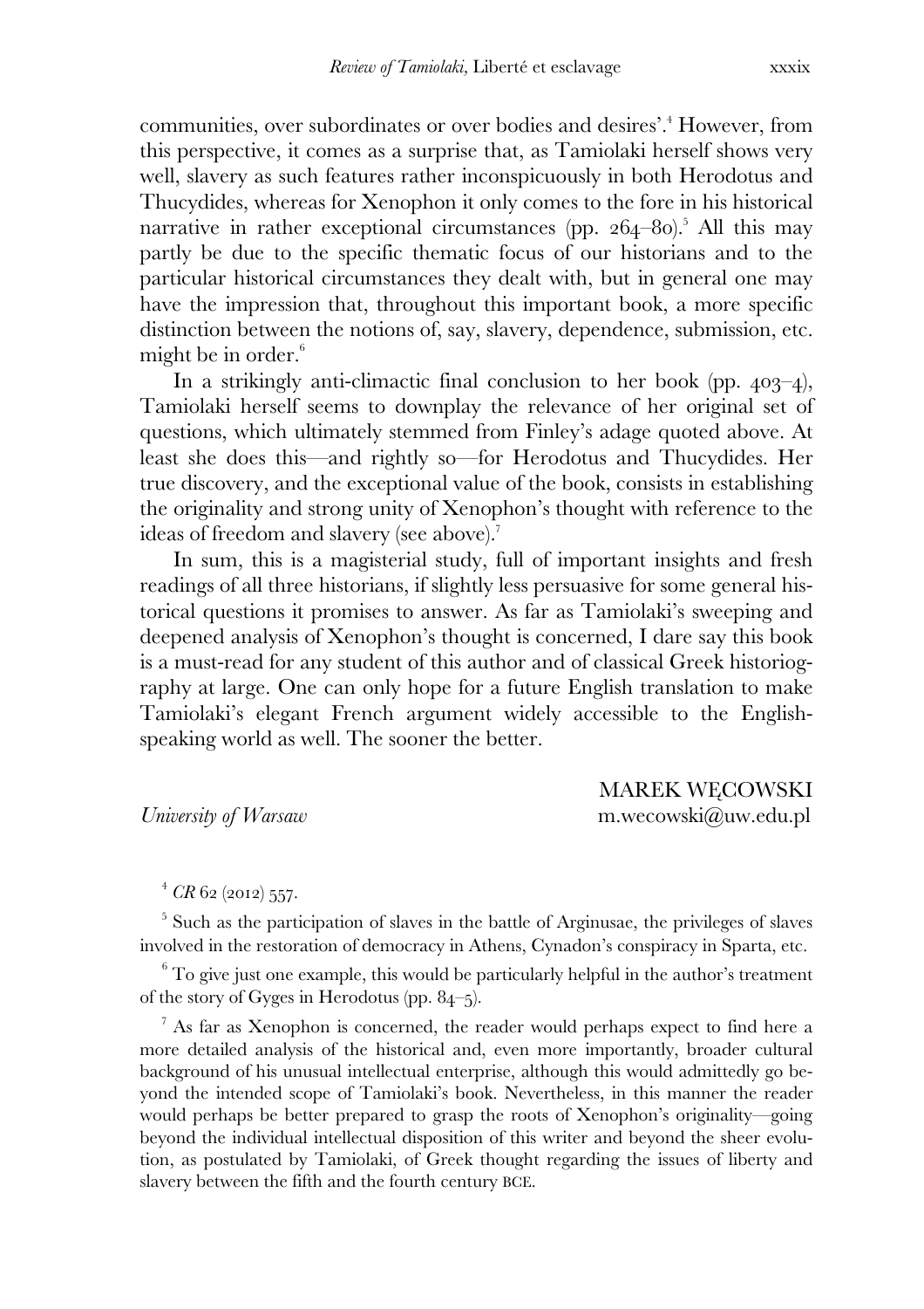communities, over subordinates or over bodies and desires'.[4] However, from this perspective, it comes as a surprise that, as Tamiolaki herself shows very well, slavery as such features rather inconspicuously in both Herodotus and Thucydides, whereas for Xenophon it only comes to the fore in his historical narrative in rather exceptional circumstances (pp. 264–80).[5] All this may partly be due to the specific thematic focus of our historians and to the particular historical circumstances they dealt with, but in general one may have the impression that, throughout this important book, a more specific distinction between the notions of, say, slavery, dependence, submission, etc. might be in order.[6]

In a strikingly anti-climactic final conclusion to her book (pp. 403–4), Tamiolaki herself seems to downplay the relevance of her original set of questions, which ultimately stemmed from Finley's adage quoted above. At least she does this—and rightly so—for Herodotus and Thucydides. Her true discovery, and the exceptional value of the book, consists in establishing the originality and strong unity of Xenophon's thought with reference to the ideas of freedom and slavery (see above).[7]

In sum, this is a magisterial study, full of important insights and fresh readings of all three historians, if slightly less persuasive for some general historical questions it promises to answer. As far as Tamiolaki's sweeping and deepened analysis of Xenophon's thought is concerned, I dare say this book is a must-read for any student of this author and of classical Greek historiography at large. One can only hope for a future English translation to make Tamiolaki's elegant French argument widely accessible to the English-speaking world as well. The sooner the better.

MAREK WĘCOWSKI

*University of Warsaw* m.wecowski@uw.edu.pl

---

[4] *CR* 62 (2012) 557.

[5] Such as the participation of slaves in the battle of Arginusae, the privileges of slaves involved in the restoration of democracy in Athens, Cynadon's conspiracy in Sparta, etc.

[6] To give just one example, this would be particularly helpful in the author's treatment of the story of Gyges in Herodotus (pp. 84–5).

[7] As far as Xenophon is concerned, the reader would perhaps expect to find here a more detailed analysis of the historical and, even more importantly, broader cultural background of his unusual intellectual enterprise, although this would admittedly go beyond the intended scope of Tamiolaki's book. Nevertheless, in this manner the reader would perhaps be better prepared to grasp the roots of Xenophon's originality—going beyond the individual intellectual disposition of this writer and beyond the sheer evolution, as postulated by Tamiolaki, of Greek thought regarding the issues of liberty and slavery between the fifth and the fourth century BCE.